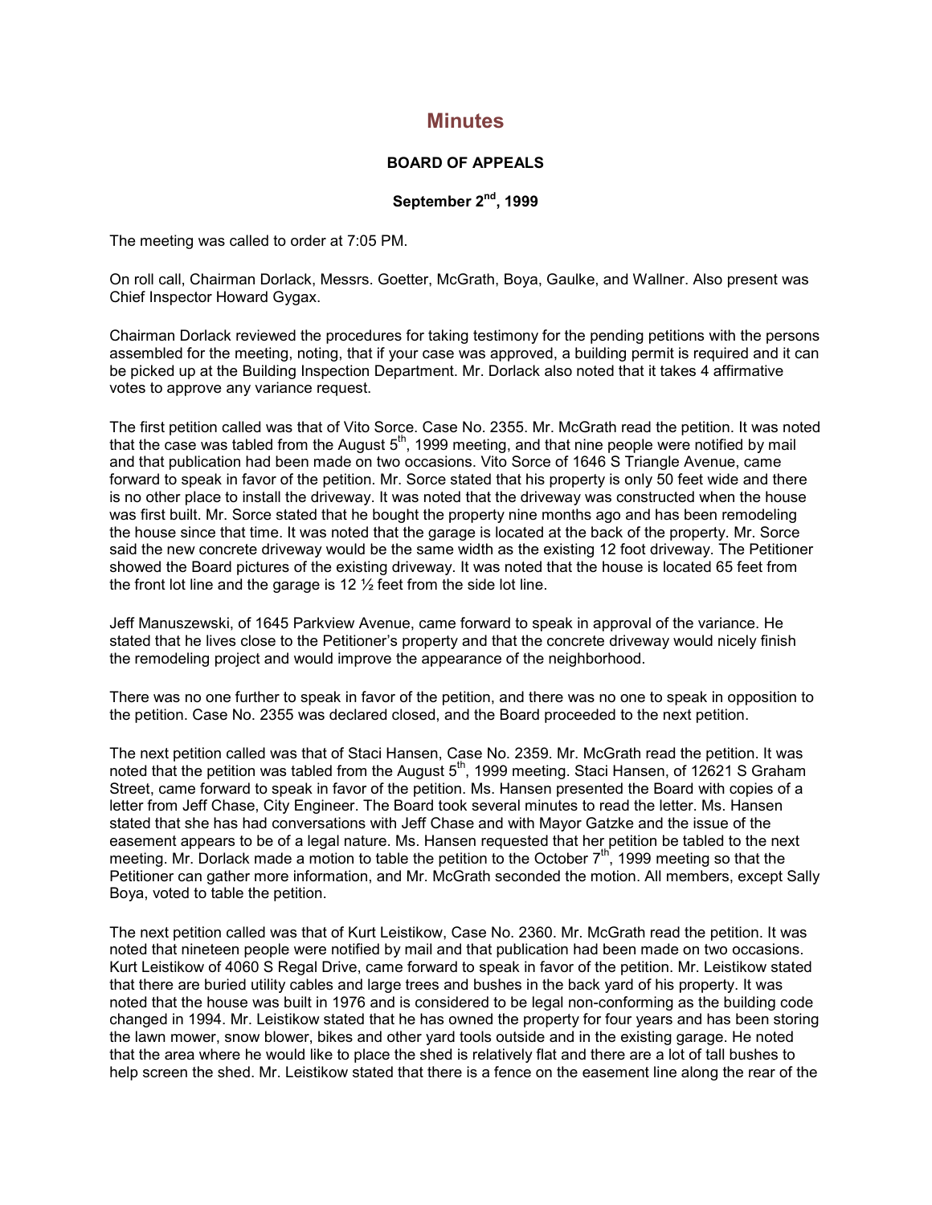# Minutes

### BOARD OF APPEALS

### September 2nd, 1999

The meeting was called to order at 7:05 PM.

On roll call, Chairman Dorlack, Messrs. Goetter, McGrath, Boya, Gaulke, and Wallner. Also present was Chief Inspector Howard Gygax.

Chairman Dorlack reviewed the procedures for taking testimony for the pending petitions with the persons assembled for the meeting, noting, that if your case was approved, a building permit is required and it can be picked up at the Building Inspection Department. Mr. Dorlack also noted that it takes 4 affirmative votes to approve any variance request.

The first petition called was that of Vito Sorce. Case No. 2355. Mr. McGrath read the petition. It was noted that the case was tabled from the August 5th, 1999 meeting, and that nine people were notified by mail and that publication had been made on two occasions. Vito Sorce of 1646 S Triangle Avenue, came forward to speak in favor of the petition. Mr. Sorce stated that his property is only 50 feet wide and there is no other place to install the driveway. It was noted that the driveway was constructed when the house was first built. Mr. Sorce stated that he bought the property nine months ago and has been remodeling the house since that time. It was noted that the garage is located at the back of the property. Mr. Sorce said the new concrete driveway would be the same width as the existing 12 foot driveway. The Petitioner showed the Board pictures of the existing driveway. It was noted that the house is located 65 feet from the front lot line and the garage is 12 ½ feet from the side lot line.

Jeff Manuszewski, of 1645 Parkview Avenue, came forward to speak in approval of the variance. He stated that he lives close to the Petitioner's property and that the concrete driveway would nicely finish the remodeling project and would improve the appearance of the neighborhood.

There was no one further to speak in favor of the petition, and there was no one to speak in opposition to the petition. Case No. 2355 was declared closed, and the Board proceeded to the next petition.

The next petition called was that of Staci Hansen, Case No. 2359. Mr. McGrath read the petition. It was noted that the petition was tabled from the August 5th, 1999 meeting. Staci Hansen, of 12621 S Graham Street, came forward to speak in favor of the petition. Ms. Hansen presented the Board with copies of a letter from Jeff Chase, City Engineer. The Board took several minutes to read the letter. Ms. Hansen stated that she has had conversations with Jeff Chase and with Mayor Gatzke and the issue of the easement appears to be of a legal nature. Ms. Hansen requested that her petition be tabled to the next meeting. Mr. Dorlack made a motion to table the petition to the October 7th, 1999 meeting so that the Petitioner can gather more information, and Mr. McGrath seconded the motion. All members, except Sally Boya, voted to table the petition.

The next petition called was that of Kurt Leistikow, Case No. 2360. Mr. McGrath read the petition. It was noted that nineteen people were notified by mail and that publication had been made on two occasions. Kurt Leistikow of 4060 S Regal Drive, came forward to speak in favor of the petition. Mr. Leistikow stated that there are buried utility cables and large trees and bushes in the back yard of his property. It was noted that the house was built in 1976 and is considered to be legal non-conforming as the building code changed in 1994. Mr. Leistikow stated that he has owned the property for four years and has been storing the lawn mower, snow blower, bikes and other yard tools outside and in the existing garage. He noted that the area where he would like to place the shed is relatively flat and there are a lot of tall bushes to help screen the shed. Mr. Leistikow stated that there is a fence on the easement line along the rear of the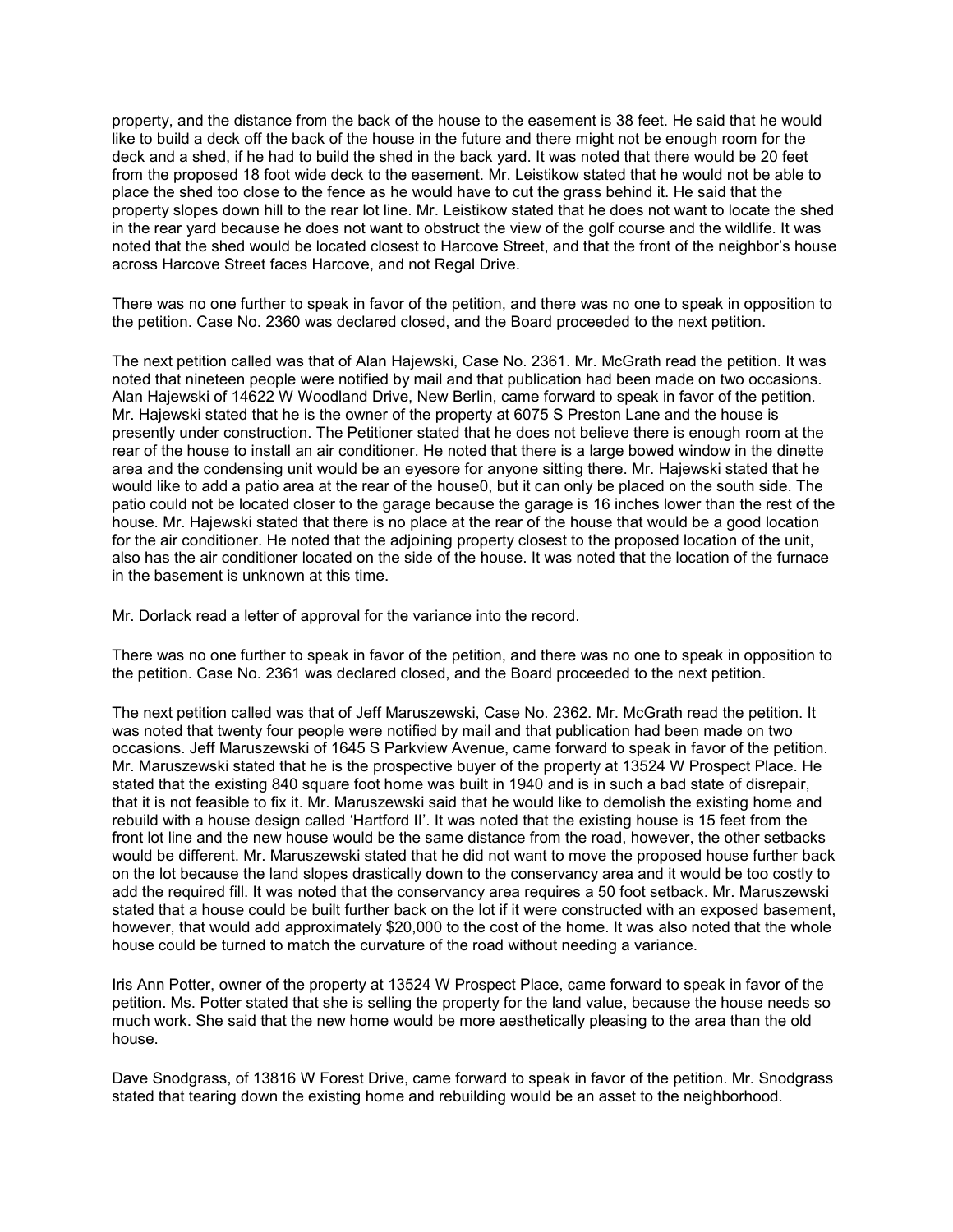property, and the distance from the back of the house to the easement is 38 feet. He said that he would like to build a deck off the back of the house in the future and there might not be enough room for the deck and a shed, if he had to build the shed in the back yard. It was noted that there would be 20 feet from the proposed 18 foot wide deck to the easement. Mr. Leistikow stated that he would not be able to place the shed too close to the fence as he would have to cut the grass behind it. He said that the property slopes down hill to the rear lot line. Mr. Leistikow stated that he does not want to locate the shed in the rear yard because he does not want to obstruct the view of the golf course and the wildlife. It was noted that the shed would be located closest to Harcove Street, and that the front of the neighbor's house across Harcove Street faces Harcove, and not Regal Drive.

There was no one further to speak in favor of the petition, and there was no one to speak in opposition to the petition. Case No. 2360 was declared closed, and the Board proceeded to the next petition.

The next petition called was that of Alan Hajewski, Case No. 2361. Mr. McGrath read the petition. It was noted that nineteen people were notified by mail and that publication had been made on two occasions. Alan Hajewski of 14622 W Woodland Drive, New Berlin, came forward to speak in favor of the petition. Mr. Hajewski stated that he is the owner of the property at 6075 S Preston Lane and the house is presently under construction. The Petitioner stated that he does not believe there is enough room at the rear of the house to install an air conditioner. He noted that there is a large bowed window in the dinette area and the condensing unit would be an eyesore for anyone sitting there. Mr. Hajewski stated that he would like to add a patio area at the rear of the house0, but it can only be placed on the south side. The patio could not be located closer to the garage because the garage is 16 inches lower than the rest of the house. Mr. Hajewski stated that there is no place at the rear of the house that would be a good location for the air conditioner. He noted that the adjoining property closest to the proposed location of the unit, also has the air conditioner located on the side of the house. It was noted that the location of the furnace in the basement is unknown at this time.

Mr. Dorlack read a letter of approval for the variance into the record.

There was no one further to speak in favor of the petition, and there was no one to speak in opposition to the petition. Case No. 2361 was declared closed, and the Board proceeded to the next petition.

The next petition called was that of Jeff Maruszewski, Case No. 2362. Mr. McGrath read the petition. It was noted that twenty four people were notified by mail and that publication had been made on two occasions. Jeff Maruszewski of 1645 S Parkview Avenue, came forward to speak in favor of the petition. Mr. Maruszewski stated that he is the prospective buyer of the property at 13524 W Prospect Place. He stated that the existing 840 square foot home was built in 1940 and is in such a bad state of disrepair, that it is not feasible to fix it. Mr. Maruszewski said that he would like to demolish the existing home and rebuild with a house design called 'Hartford II'. It was noted that the existing house is 15 feet from the front lot line and the new house would be the same distance from the road, however, the other setbacks would be different. Mr. Maruszewski stated that he did not want to move the proposed house further back on the lot because the land slopes drastically down to the conservancy area and it would be too costly to add the required fill. It was noted that the conservancy area requires a 50 foot setback. Mr. Maruszewski stated that a house could be built further back on the lot if it were constructed with an exposed basement, however, that would add approximately $20,000 to the cost of the home. It was also noted that the whole house could be turned to match the curvature of the road without needing a variance.

Iris Ann Potter, owner of the property at 13524 W Prospect Place, came forward to speak in favor of the petition. Ms. Potter stated that she is selling the property for the land value, because the house needs so much work. She said that the new home would be more aesthetically pleasing to the area than the old house.

Dave Snodgrass, of 13816 W Forest Drive, came forward to speak in favor of the petition. Mr. Snodgrass stated that tearing down the existing home and rebuilding would be an asset to the neighborhood.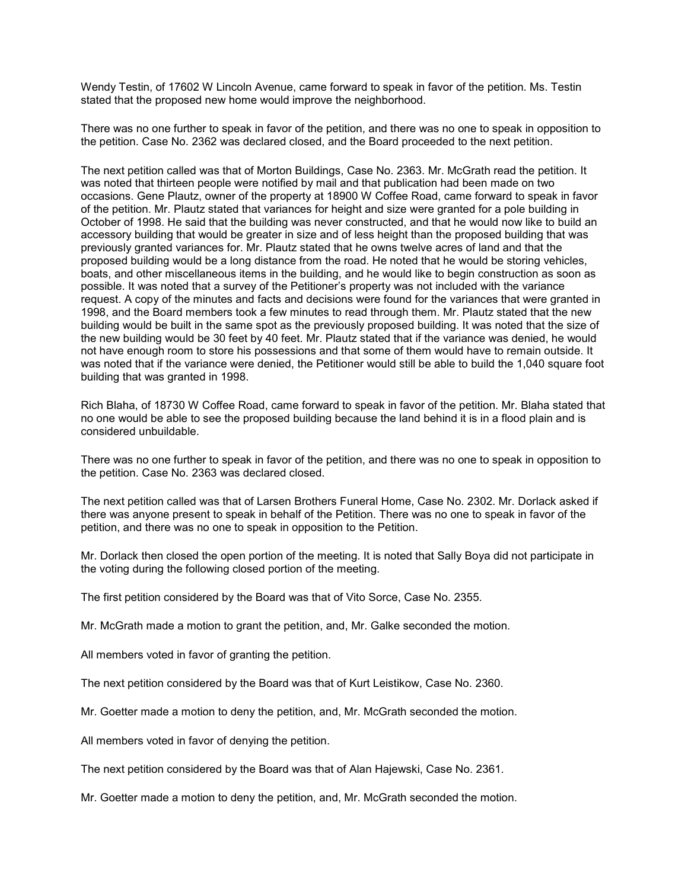Wendy Testin, of 17602 W Lincoln Avenue, came forward to speak in favor of the petition. Ms. Testin stated that the proposed new home would improve the neighborhood.

There was no one further to speak in favor of the petition, and there was no one to speak in opposition to the petition. Case No. 2362 was declared closed, and the Board proceeded to the next petition.

The next petition called was that of Morton Buildings, Case No. 2363. Mr. McGrath read the petition. It was noted that thirteen people were notified by mail and that publication had been made on two occasions. Gene Plautz, owner of the property at 18900 W Coffee Road, came forward to speak in favor of the petition. Mr. Plautz stated that variances for height and size were granted for a pole building in October of 1998. He said that the building was never constructed, and that he would now like to build an accessory building that would be greater in size and of less height than the proposed building that was previously granted variances for. Mr. Plautz stated that he owns twelve acres of land and that the proposed building would be a long distance from the road. He noted that he would be storing vehicles, boats, and other miscellaneous items in the building, and he would like to begin construction as soon as possible. It was noted that a survey of the Petitioner's property was not included with the variance request. A copy of the minutes and facts and decisions were found for the variances that were granted in 1998, and the Board members took a few minutes to read through them. Mr. Plautz stated that the new building would be built in the same spot as the previously proposed building. It was noted that the size of the new building would be 30 feet by 40 feet. Mr. Plautz stated that if the variance was denied, he would not have enough room to store his possessions and that some of them would have to remain outside. It was noted that if the variance were denied, the Petitioner would still be able to build the 1,040 square foot building that was granted in 1998.

Rich Blaha, of 18730 W Coffee Road, came forward to speak in favor of the petition. Mr. Blaha stated that no one would be able to see the proposed building because the land behind it is in a flood plain and is considered unbuildable.

There was no one further to speak in favor of the petition, and there was no one to speak in opposition to the petition. Case No. 2363 was declared closed.

The next petition called was that of Larsen Brothers Funeral Home, Case No. 2302. Mr. Dorlack asked if there was anyone present to speak in behalf of the Petition. There was no one to speak in favor of the petition, and there was no one to speak in opposition to the Petition.

Mr. Dorlack then closed the open portion of the meeting. It is noted that Sally Boya did not participate in the voting during the following closed portion of the meeting.

The first petition considered by the Board was that of Vito Sorce, Case No. 2355.

Mr. McGrath made a motion to grant the petition, and, Mr. Galke seconded the motion.

All members voted in favor of granting the petition.

The next petition considered by the Board was that of Kurt Leistikow, Case No. 2360.

Mr. Goetter made a motion to deny the petition, and, Mr. McGrath seconded the motion.

All members voted in favor of denying the petition.

The next petition considered by the Board was that of Alan Hajewski, Case No. 2361.

Mr. Goetter made a motion to deny the petition, and, Mr. McGrath seconded the motion.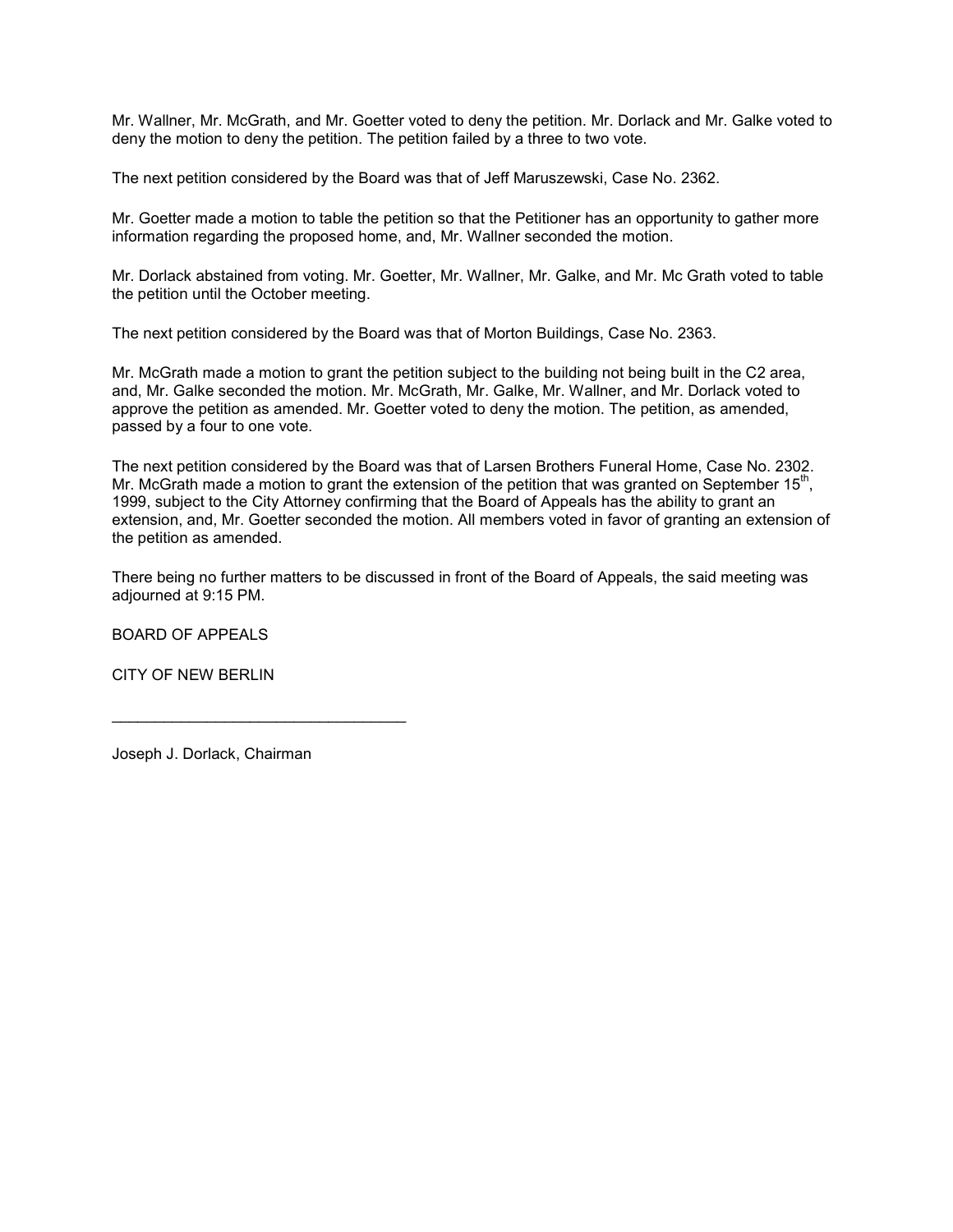Mr. Wallner, Mr. McGrath, and Mr. Goetter voted to deny the petition. Mr. Dorlack and Mr. Galke voted to deny the motion to deny the petition. The petition failed by a three to two vote.

The next petition considered by the Board was that of Jeff Maruszewski, Case No. 2362.

Mr. Goetter made a motion to table the petition so that the Petitioner has an opportunity to gather more information regarding the proposed home, and, Mr. Wallner seconded the motion.

Mr. Dorlack abstained from voting. Mr. Goetter, Mr. Wallner, Mr. Galke, and Mr. Mc Grath voted to table the petition until the October meeting.

The next petition considered by the Board was that of Morton Buildings, Case No. 2363.

Mr. McGrath made a motion to grant the petition subject to the building not being built in the C2 area, and, Mr. Galke seconded the motion. Mr. McGrath, Mr. Galke, Mr. Wallner, and Mr. Dorlack voted to approve the petition as amended. Mr. Goetter voted to deny the motion. The petition, as amended, passed by a four to one vote.

The next petition considered by the Board was that of Larsen Brothers Funeral Home, Case No. 2302. Mr. McGrath made a motion to grant the extension of the petition that was granted on September 15th, 1999, subject to the City Attorney confirming that the Board of Appeals has the ability to grant an extension, and, Mr. Goetter seconded the motion. All members voted in favor of granting an extension of the petition as amended.

There being no further matters to be discussed in front of the Board of Appeals, the said meeting was adjourned at 9:15 PM.

BOARD OF APPEALS

CITY OF NEW BERLIN

___________________________________

Joseph J. Dorlack, Chairman